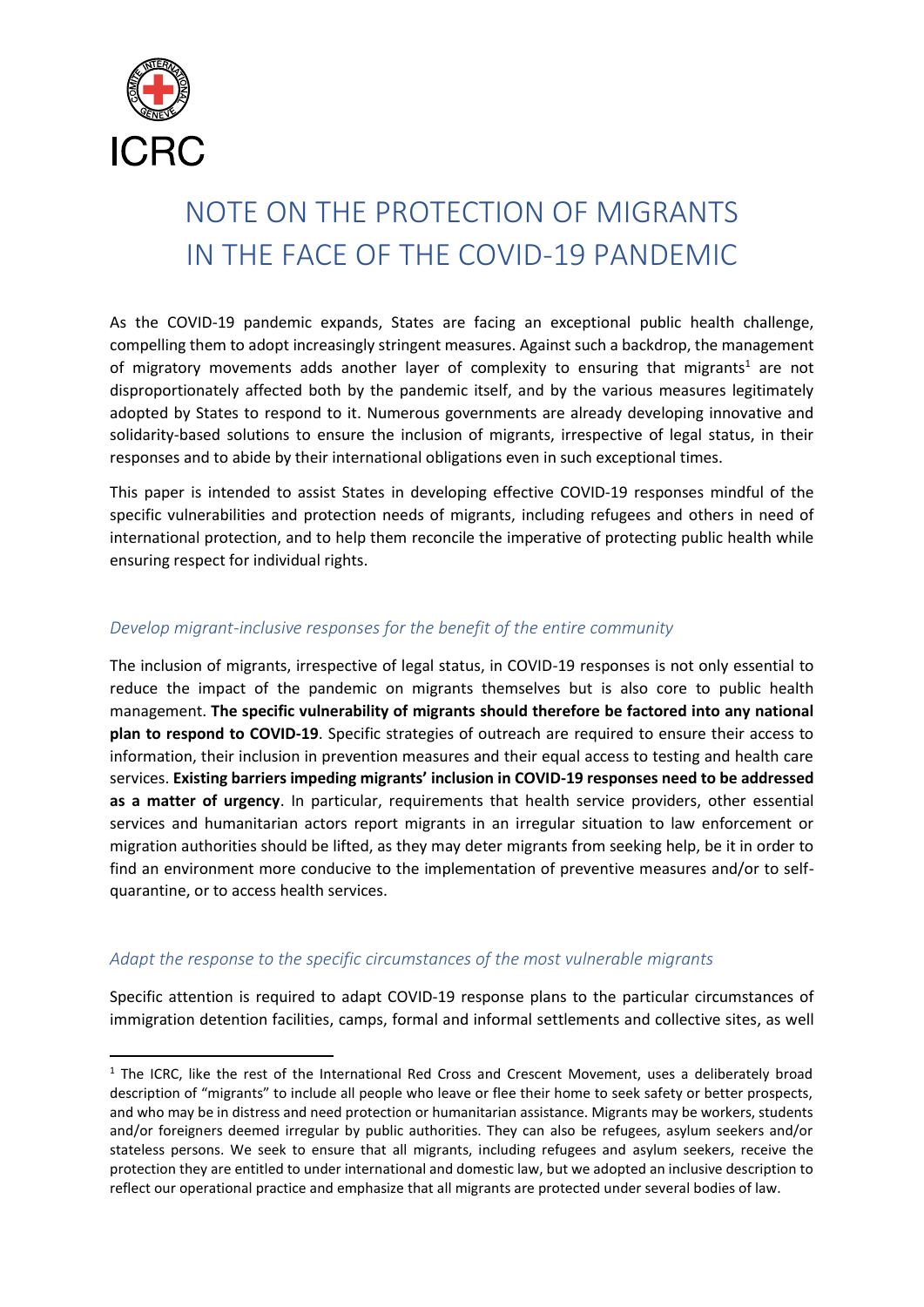ICRC

# NOTE ON THE PROTECTION OF MIGRANTS IN THE FACE OF THE COVID-19 PANDEMIC

As the COVID-19 pandemic expands, States are facing an exceptional public health challenge, compelling them to adopt increasingly stringent measures. Against such a backdrop, the management of migratory movements adds another layer of complexity to ensuring that migrants[1] are not disproportionately affected both by the pandemic itself, and by the various measures legitimately adopted by States to respond to it. Numerous governments are already developing innovative and solidarity-based solutions to ensure the inclusion of migrants, irrespective of legal status, in their responses and to abide by their international obligations even in such exceptional times.

This paper is intended to assist States in developing effective COVID-19 responses mindful of the specific vulnerabilities and protection needs of migrants, including refugees and others in need of international protection, and to help them reconcile the imperative of protecting public health while ensuring respect for individual rights.

## *Develop migrant-inclusive responses for the benefit of the entire community*

The inclusion of migrants, irrespective of legal status, in COVID-19 responses is not only essential to reduce the impact of the pandemic on migrants themselves but is also core to public health management. **The specific vulnerability of migrants should therefore be factored into any national plan to respond to COVID-19**. Specific strategies of outreach are required to ensure their access to information, their inclusion in prevention measures and their equal access to testing and health care services. **Existing barriers impeding migrants' inclusion in COVID-19 responses need to be addressed as a matter of urgency**. In particular, requirements that health service providers, other essential services and humanitarian actors report migrants in an irregular situation to law enforcement or migration authorities should be lifted, as they may deter migrants from seeking help, be it in order to find an environment more conducive to the implementation of preventive measures and/or to self-quarantine, or to access health services.

## *Adapt the response to the specific circumstances of the most vulnerable migrants*

Specific attention is required to adapt COVID-19 response plans to the particular circumstances of immigration detention facilities, camps, formal and informal settlements and collective sites, as well

---

[1] The ICRC, like the rest of the International Red Cross and Crescent Movement, uses a deliberately broad description of "migrants" to include all people who leave or flee their home to seek safety or better prospects, and who may be in distress and need protection or humanitarian assistance. Migrants may be workers, students and/or foreigners deemed irregular by public authorities. They can also be refugees, asylum seekers and/or stateless persons. We seek to ensure that all migrants, including refugees and asylum seekers, receive the protection they are entitled to under international and domestic law, but we adopted an inclusive description to reflect our operational practice and emphasize that all migrants are protected under several bodies of law.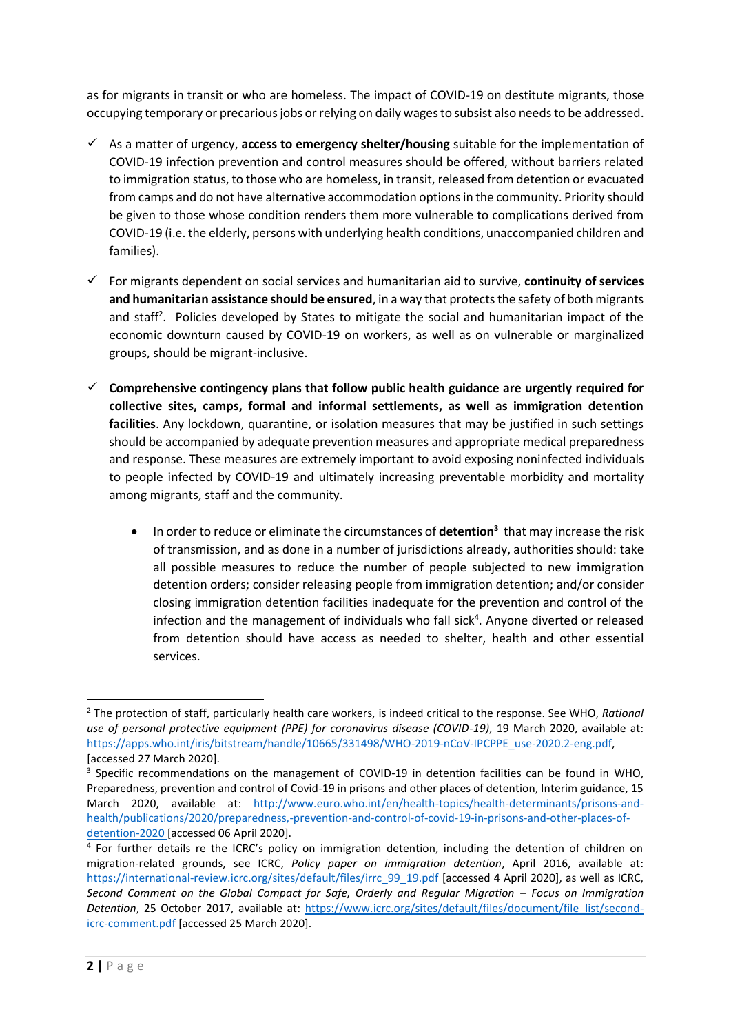as for migrants in transit or who are homeless. The impact of COVID-19 on destitute migrants, those occupying temporary or precarious jobs or relying on daily wages to subsist also needs to be addressed.

- ✓ As a matter of urgency, **access to emergency shelter/housing** suitable for the implementation of COVID-19 infection prevention and control measures should be offered, without barriers related to immigration status, to those who are homeless, in transit, released from detention or evacuated from camps and do not have alternative accommodation options in the community. Priority should be given to those whose condition renders them more vulnerable to complications derived from COVID-19 (i.e. the elderly, persons with underlying health conditions, unaccompanied children and families).

- ✓ For migrants dependent on social services and humanitarian aid to survive, **continuity of services and humanitarian assistance should be ensured**, in a way that protects the safety of both migrants and staff[2]. Policies developed by States to mitigate the social and humanitarian impact of the economic downturn caused by COVID-19 on workers, as well as on vulnerable or marginalized groups, should be migrant-inclusive.

- ✓ **Comprehensive contingency plans that follow public health guidance are urgently required for collective sites, camps, formal and informal settlements, as well as immigration detention facilities**. Any lockdown, quarantine, or isolation measures that may be justified in such settings should be accompanied by adequate prevention measures and appropriate medical preparedness and response. These measures are extremely important to avoid exposing noninfected individuals to people infected by COVID-19 and ultimately increasing preventable morbidity and mortality among migrants, staff and the community.

    - In order to reduce or eliminate the circumstances of **detention**[3] that may increase the risk of transmission, and as done in a number of jurisdictions already, authorities should: take all possible measures to reduce the number of people subjected to new immigration detention orders; consider releasing people from immigration detention; and/or consider closing immigration detention facilities inadequate for the prevention and control of the infection and the management of individuals who fall sick[4]. Anyone diverted or released from detention should have access as needed to shelter, health and other essential services.

---

[2] The protection of staff, particularly health care workers, is indeed critical to the response. See WHO, *Rational use of personal protective equipment (PPE) for coronavirus disease (COVID-19)*, 19 March 2020, available at: https://apps.who.int/iris/bitstream/handle/10665/331498/WHO-2019-nCoV-IPCPPE_use-2020.2-eng.pdf, [accessed 27 March 2020].

[3] Specific recommendations on the management of COVID-19 in detention facilities can be found in WHO, Preparedness, prevention and control of Covid-19 in prisons and other places of detention, Interim guidance, 15 March 2020, available at: http://www.euro.who.int/en/health-topics/health-determinants/prisons-and-health/publications/2020/preparedness,-prevention-and-control-of-covid-19-in-prisons-and-other-places-of-detention-2020 [accessed 06 April 2020].

[4] For further details re the ICRC's policy on immigration detention, including the detention of children on migration-related grounds, see ICRC, *Policy paper on immigration detention*, April 2016, available at: https://international-review.icrc.org/sites/default/files/irrc_99_19.pdf [accessed 4 April 2020], as well as ICRC, *Second Comment on the Global Compact for Safe, Orderly and Regular Migration – Focus on Immigration Detention*, 25 October 2017, available at: https://www.icrc.org/sites/default/files/document/file_list/second-icrc-comment.pdf [accessed 25 March 2020].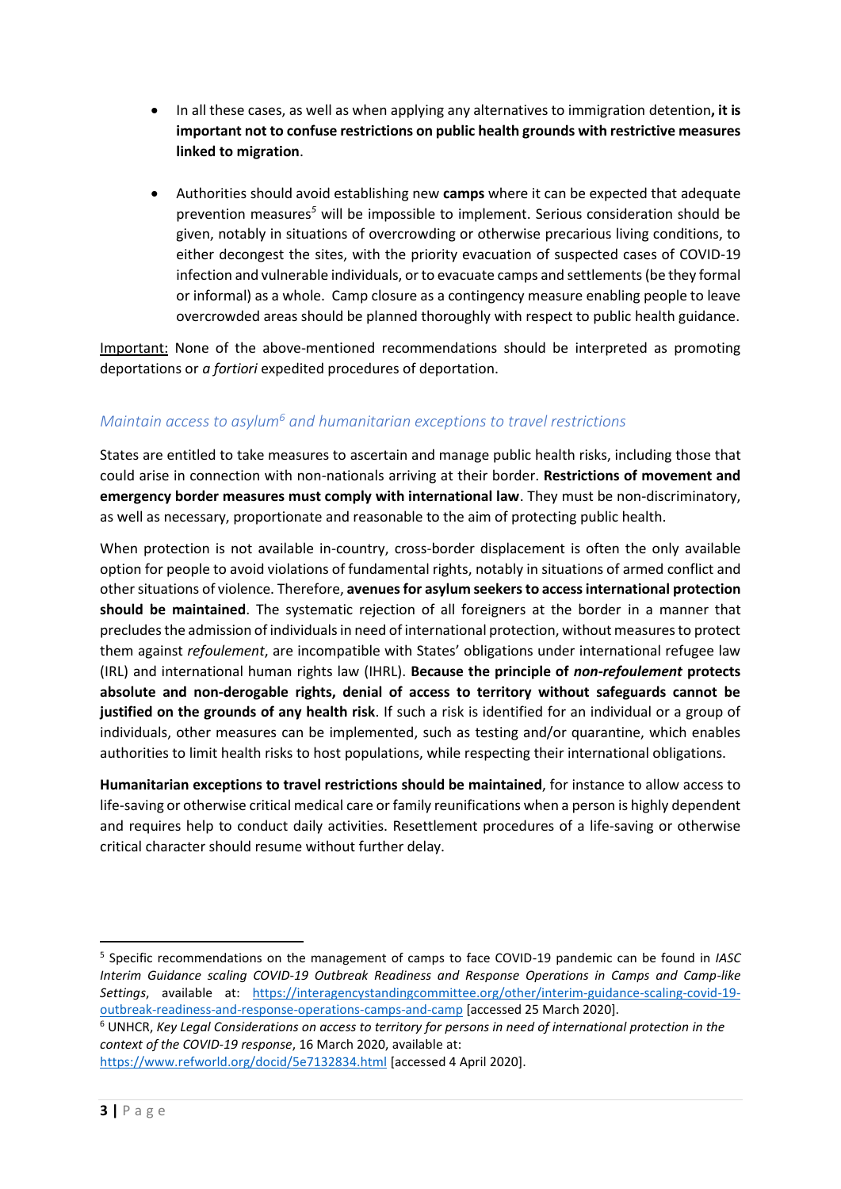- In all these cases, as well as when applying any alternatives to immigration detention**, it is important not to confuse restrictions on public health grounds with restrictive measures linked to migration**.

- Authorities should avoid establishing new **camps** where it can be expected that adequate prevention measures[5] will be impossible to implement. Serious consideration should be given, notably in situations of overcrowding or otherwise precarious living conditions, to either decongest the sites, with the priority evacuation of suspected cases of COVID-19 infection and vulnerable individuals, or to evacuate camps and settlements (be they formal or informal) as a whole. Camp closure as a contingency measure enabling people to leave overcrowded areas should be planned thoroughly with respect to public health guidance.

<u>Important:</u> None of the above-mentioned recommendations should be interpreted as promoting deportations or *a fortiori* expedited procedures of deportation.

### *Maintain access to asylum[6] and humanitarian exceptions to travel restrictions*

States are entitled to take measures to ascertain and manage public health risks, including those that could arise in connection with non-nationals arriving at their border. **Restrictions of movement and emergency border measures must comply with international law**. They must be non-discriminatory, as well as necessary, proportionate and reasonable to the aim of protecting public health.

When protection is not available in-country, cross-border displacement is often the only available option for people to avoid violations of fundamental rights, notably in situations of armed conflict and other situations of violence. Therefore, **avenues for asylum seekers to access international protection should be maintained**. The systematic rejection of all foreigners at the border in a manner that precludes the admission of individuals in need of international protection, without measures to protect them against *refoulement*, are incompatible with States' obligations under international refugee law (IRL) and international human rights law (IHRL). **Because the principle of *non-refoulement* protects absolute and non-derogable rights, denial of access to territory without safeguards cannot be justified on the grounds of any health risk**. If such a risk is identified for an individual or a group of individuals, other measures can be implemented, such as testing and/or quarantine, which enables authorities to limit health risks to host populations, while respecting their international obligations.

**Humanitarian exceptions to travel restrictions should be maintained**, for instance to allow access to life-saving or otherwise critical medical care or family reunifications when a person is highly dependent and requires help to conduct daily activities. Resettlement procedures of a life-saving or otherwise critical character should resume without further delay.

---

[5] Specific recommendations on the management of camps to face COVID-19 pandemic can be found in *IASC Interim Guidance scaling COVID-19 Outbreak Readiness and Response Operations in Camps and Camp-like Settings*, available at: https://interagencystandingcommittee.org/other/interim-guidance-scaling-covid-19-outbreak-readiness-and-response-operations-camps-and-camp [accessed 25 March 2020].

[6] UNHCR, *Key Legal Considerations on access to territory for persons in need of international protection in the context of the COVID-19 response*, 16 March 2020, available at: https://www.refworld.org/docid/5e7132834.html [accessed 4 April 2020].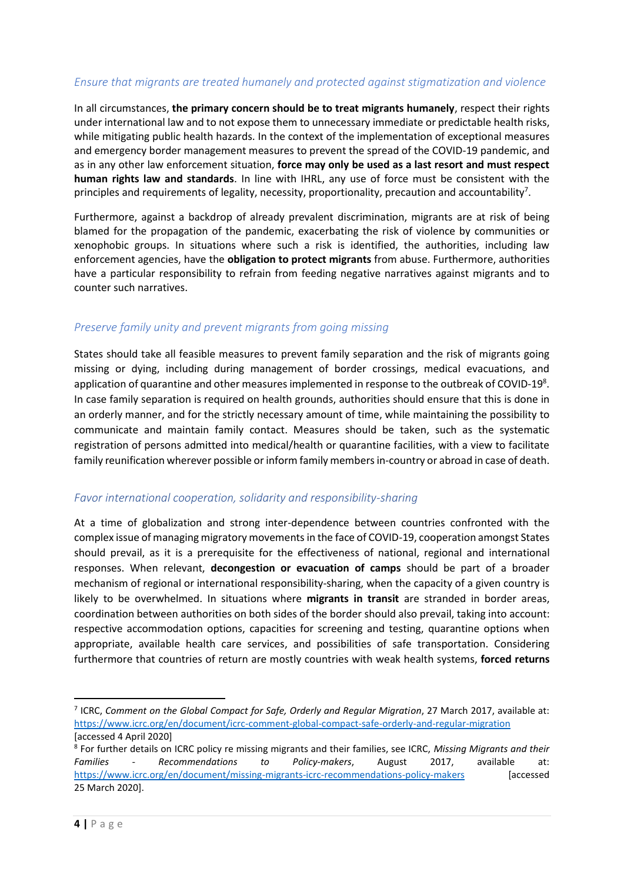### *Ensure that migrants are treated humanely and protected against stigmatization and violence*

In all circumstances, **the primary concern should be to treat migrants humanely**, respect their rights under international law and to not expose them to unnecessary immediate or predictable health risks, while mitigating public health hazards. In the context of the implementation of exceptional measures and emergency border management measures to prevent the spread of the COVID-19 pandemic, and as in any other law enforcement situation, **force may only be used as a last resort and must respect human rights law and standards**. In line with IHRL, any use of force must be consistent with the principles and requirements of legality, necessity, proportionality, precaution and accountability[7].

Furthermore, against a backdrop of already prevalent discrimination, migrants are at risk of being blamed for the propagation of the pandemic, exacerbating the risk of violence by communities or xenophobic groups. In situations where such a risk is identified, the authorities, including law enforcement agencies, have the **obligation to protect migrants** from abuse. Furthermore, authorities have a particular responsibility to refrain from feeding negative narratives against migrants and to counter such narratives.

### *Preserve family unity and prevent migrants from going missing*

States should take all feasible measures to prevent family separation and the risk of migrants going missing or dying, including during management of border crossings, medical evacuations, and application of quarantine and other measures implemented in response to the outbreak of COVID-19[8]. In case family separation is required on health grounds, authorities should ensure that this is done in an orderly manner, and for the strictly necessary amount of time, while maintaining the possibility to communicate and maintain family contact. Measures should be taken, such as the systematic registration of persons admitted into medical/health or quarantine facilities, with a view to facilitate family reunification wherever possible or inform family members in-country or abroad in case of death.

### *Favor international cooperation, solidarity and responsibility-sharing*

At a time of globalization and strong inter-dependence between countries confronted with the complex issue of managing migratory movements in the face of COVID-19, cooperation amongst States should prevail, as it is a prerequisite for the effectiveness of national, regional and international responses. When relevant, **decongestion or evacuation of camps** should be part of a broader mechanism of regional or international responsibility-sharing, when the capacity of a given country is likely to be overwhelmed. In situations where **migrants in transit** are stranded in border areas, coordination between authorities on both sides of the border should also prevail, taking into account: respective accommodation options, capacities for screening and testing, quarantine options when appropriate, available health care services, and possibilities of safe transportation. Considering furthermore that countries of return are mostly countries with weak health systems, **forced returns**

---

[7] ICRC, *Comment on the Global Compact for Safe, Orderly and Regular Migration*, 27 March 2017, available at: https://www.icrc.org/en/document/icrc-comment-global-compact-safe-orderly-and-regular-migration [accessed 4 April 2020]

[8] For further details on ICRC policy re missing migrants and their families, see ICRC, *Missing Migrants and their Families - Recommendations to Policy-makers*, August 2017, available at: https://www.icrc.org/en/document/missing-migrants-icrc-recommendations-policy-makers [accessed 25 March 2020].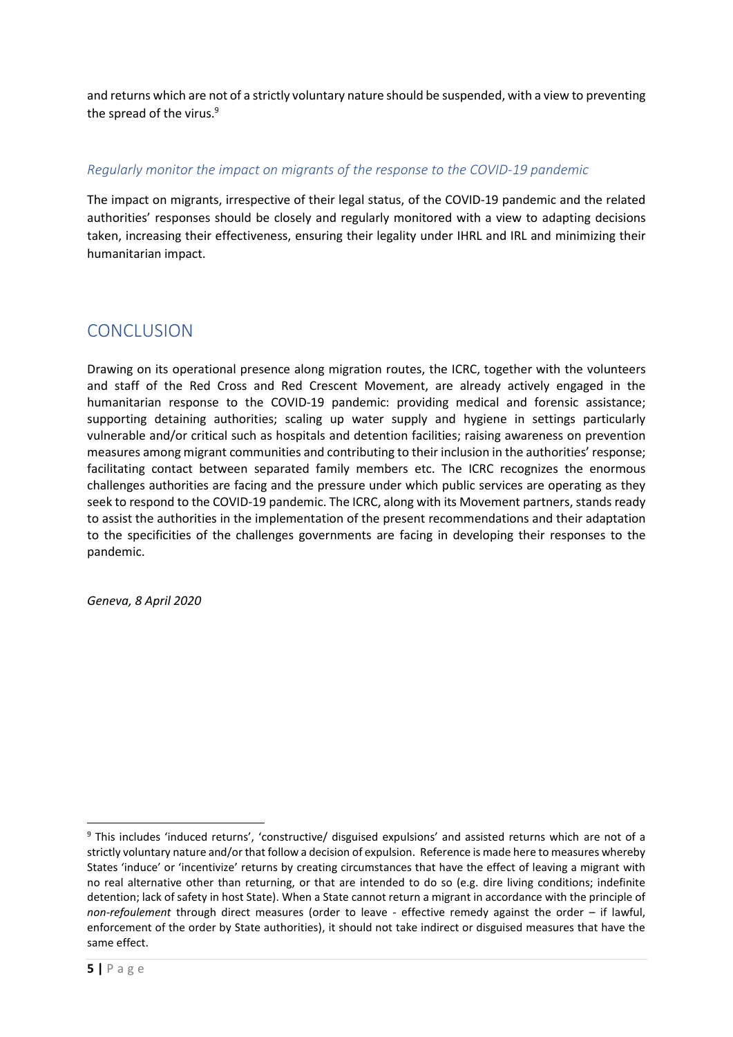and returns which are not of a strictly voluntary nature should be suspended, with a view to preventing the spread of the virus.[9]

### *Regularly monitor the impact on migrants of the response to the COVID-19 pandemic*

The impact on migrants, irrespective of their legal status, of the COVID-19 pandemic and the related authorities' responses should be closely and regularly monitored with a view to adapting decisions taken, increasing their effectiveness, ensuring their legality under IHRL and IRL and minimizing their humanitarian impact.

## CONCLUSION

Drawing on its operational presence along migration routes, the ICRC, together with the volunteers and staff of the Red Cross and Red Crescent Movement, are already actively engaged in the humanitarian response to the COVID-19 pandemic: providing medical and forensic assistance; supporting detaining authorities; scaling up water supply and hygiene in settings particularly vulnerable and/or critical such as hospitals and detention facilities; raising awareness on prevention measures among migrant communities and contributing to their inclusion in the authorities' response; facilitating contact between separated family members etc. The ICRC recognizes the enormous challenges authorities are facing and the pressure under which public services are operating as they seek to respond to the COVID-19 pandemic. The ICRC, along with its Movement partners, stands ready to assist the authorities in the implementation of the present recommendations and their adaptation to the specificities of the challenges governments are facing in developing their responses to the pandemic.

*Geneva, 8 April 2020*

---

[9] This includes 'induced returns', 'constructive/ disguised expulsions' and assisted returns which are not of a strictly voluntary nature and/or that follow a decision of expulsion. Reference is made here to measures whereby States 'induce' or 'incentivize' returns by creating circumstances that have the effect of leaving a migrant with no real alternative other than returning, or that are intended to do so (e.g. dire living conditions; indefinite detention; lack of safety in host State). When a State cannot return a migrant in accordance with the principle of *non-refoulement* through direct measures (order to leave - effective remedy against the order – if lawful, enforcement of the order by State authorities), it should not take indirect or disguised measures that have the same effect.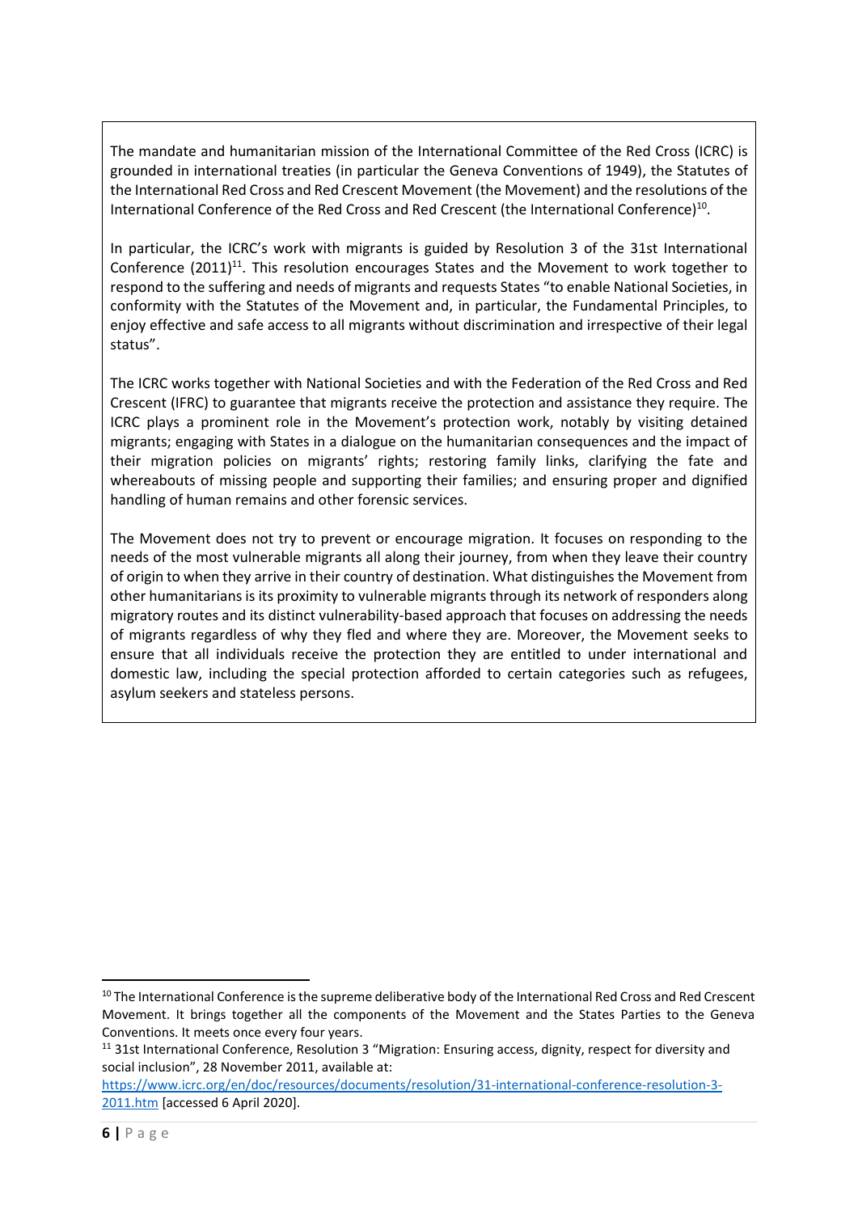The mandate and humanitarian mission of the International Committee of the Red Cross (ICRC) is grounded in international treaties (in particular the Geneva Conventions of 1949), the Statutes of the International Red Cross and Red Crescent Movement (the Movement) and the resolutions of the International Conference of the Red Cross and Red Crescent (the International Conference)[10].

In particular, the ICRC's work with migrants is guided by Resolution 3 of the 31st International Conference (2011)[11]. This resolution encourages States and the Movement to work together to respond to the suffering and needs of migrants and requests States "to enable National Societies, in conformity with the Statutes of the Movement and, in particular, the Fundamental Principles, to enjoy effective and safe access to all migrants without discrimination and irrespective of their legal status".

The ICRC works together with National Societies and with the Federation of the Red Cross and Red Crescent (IFRC) to guarantee that migrants receive the protection and assistance they require. The ICRC plays a prominent role in the Movement's protection work, notably by visiting detained migrants; engaging with States in a dialogue on the humanitarian consequences and the impact of their migration policies on migrants' rights; restoring family links, clarifying the fate and whereabouts of missing people and supporting their families; and ensuring proper and dignified handling of human remains and other forensic services.

The Movement does not try to prevent or encourage migration. It focuses on responding to the needs of the most vulnerable migrants all along their journey, from when they leave their country of origin to when they arrive in their country of destination. What distinguishes the Movement from other humanitarians is its proximity to vulnerable migrants through its network of responders along migratory routes and its distinct vulnerability-based approach that focuses on addressing the needs of migrants regardless of why they fled and where they are. Moreover, the Movement seeks to ensure that all individuals receive the protection they are entitled to under international and domestic law, including the special protection afforded to certain categories such as refugees, asylum seekers and stateless persons.

---

[10] The International Conference is the supreme deliberative body of the International Red Cross and Red Crescent Movement. It brings together all the components of the Movement and the States Parties to the Geneva Conventions. It meets once every four years.

[11] 31st International Conference, Resolution 3 "Migration: Ensuring access, dignity, respect for diversity and social inclusion", 28 November 2011, available at: https://www.icrc.org/en/doc/resources/documents/resolution/31-international-conference-resolution-3-2011.htm [accessed 6 April 2020].